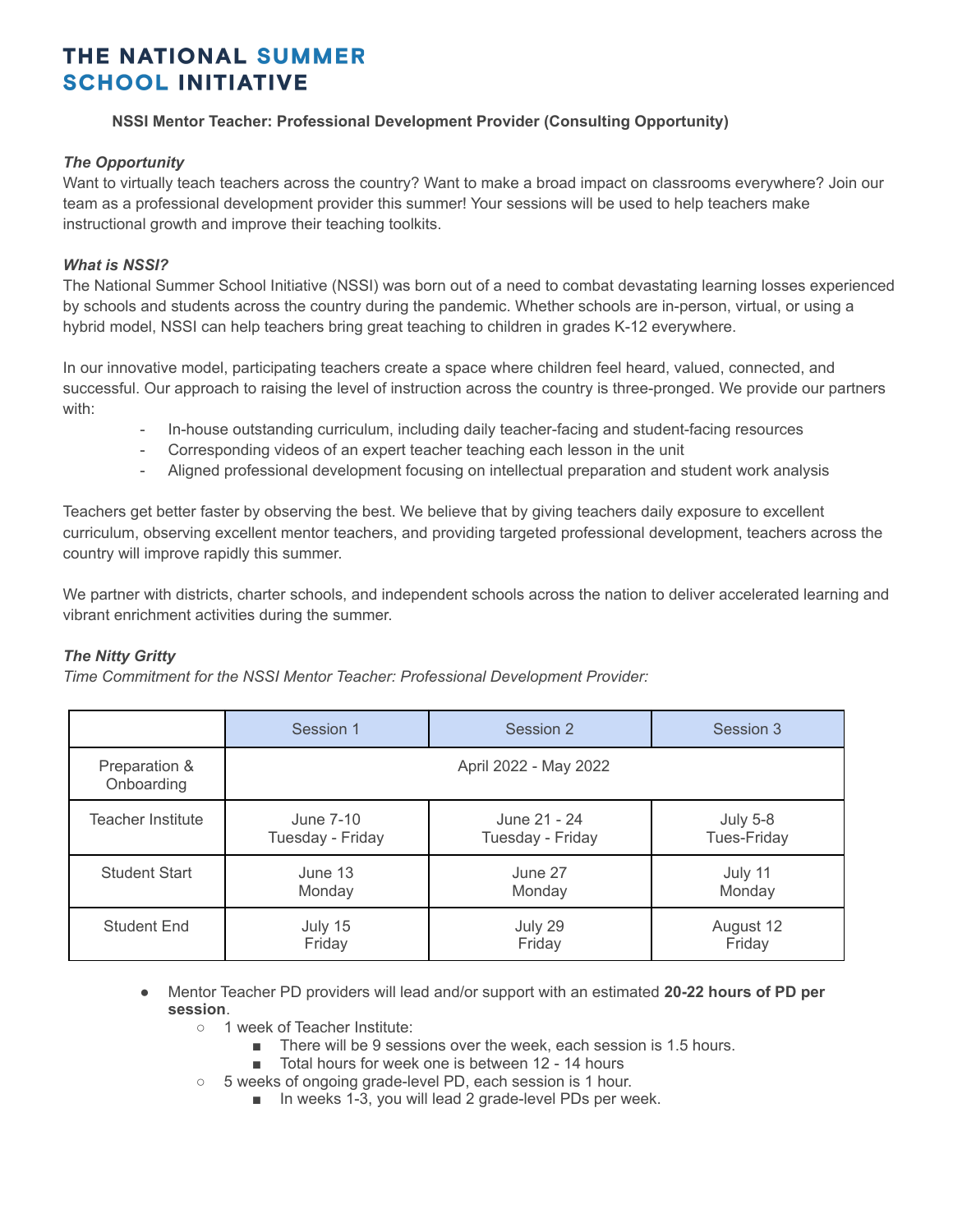# THE NATIONAL SUMMER SCHOOL INITIATIVE

**NSSI Mentor Teacher: Professional Development Provider (Consulting Opportunity)**

***The Opportunity***

Want to virtually teach teachers across the country? Want to make a broad impact on classrooms everywhere? Join our team as a professional development provider this summer! Your sessions will be used to help teachers make instructional growth and improve their teaching toolkits.

***What is NSSI?***

The National Summer School Initiative (NSSI) was born out of a need to combat devastating learning losses experienced by schools and students across the country during the pandemic. Whether schools are in-person, virtual, or using a hybrid model, NSSI can help teachers bring great teaching to children in grades K-12 everywhere.

In our innovative model, participating teachers create a space where children feel heard, valued, connected, and successful. Our approach to raising the level of instruction across the country is three-pronged. We provide our partners with:

- In-house outstanding curriculum, including daily teacher-facing and student-facing resources
- Corresponding videos of an expert teacher teaching each lesson in the unit
- Aligned professional development focusing on intellectual preparation and student work analysis

Teachers get better faster by observing the best. We believe that by giving teachers daily exposure to excellent curriculum, observing excellent mentor teachers, and providing targeted professional development, teachers across the country will improve rapidly this summer.

We partner with districts, charter schools, and independent schools across the nation to deliver accelerated learning and vibrant enrichment activities during the summer.

***The Nitty Gritty***

*Time Commitment for the NSSI Mentor Teacher: Professional Development Provider:*

| | Session 1 | Session 2 | Session 3 |
|---|---|---|---|
| Preparation & Onboarding | April 2022 - May 2022 | | |
| Teacher Institute | June 7-10<br>Tuesday - Friday | June 21 - 24<br>Tuesday - Friday | July 5-8<br>Tues-Friday |
| Student Start | June 13<br>Monday | June 27<br>Monday | July 11<br>Monday |
| Student End | July 15<br>Friday | July 29<br>Friday | August 12<br>Friday |

- Mentor Teacher PD providers will lead and/or support with an estimated **20-22 hours of PD per session**.
  - 1 week of Teacher Institute:
    - There will be 9 sessions over the week, each session is 1.5 hours.
    - Total hours for week one is between 12 - 14 hours
  - 5 weeks of ongoing grade-level PD, each session is 1 hour.
    - In weeks 1-3, you will lead 2 grade-level PDs per week.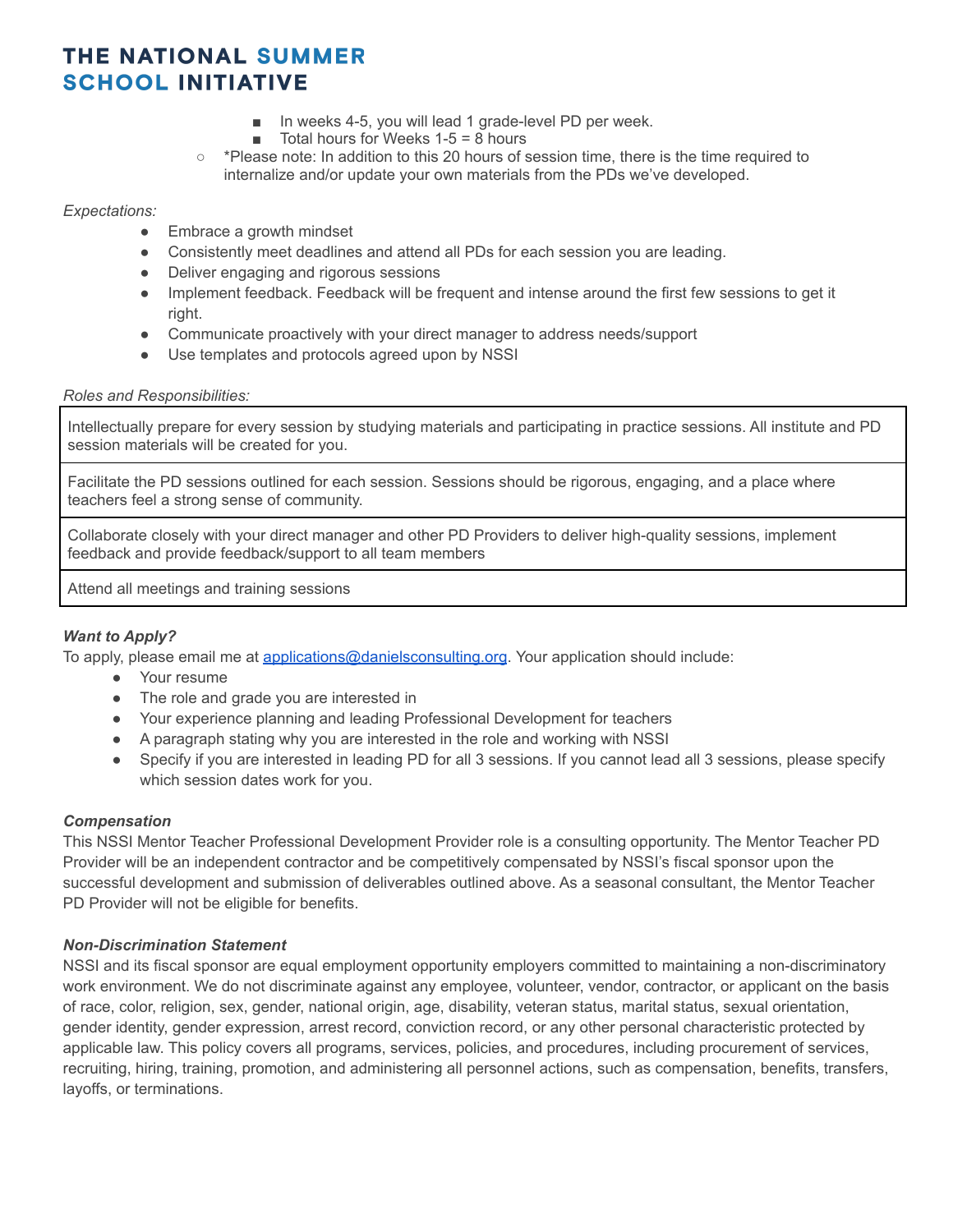# THE NATIONAL SUMMER SCHOOL INITIATIVE

    - In weeks 4-5, you will lead 1 grade-level PD per week.
    - Total hours for Weeks 1-5 = 8 hours
  - *Please note: In addition to this 20 hours of session time, there is the time required to internalize and/or update your own materials from the PDs we've developed.

*Expectations:*

- Embrace a growth mindset
- Consistently meet deadlines and attend all PDs for each session you are leading.
- Deliver engaging and rigorous sessions
- Implement feedback. Feedback will be frequent and intense around the first few sessions to get it right.
- Communicate proactively with your direct manager to address needs/support
- Use templates and protocols agreed upon by NSSI

*Roles and Responsibilities:*

| |
|---|
| Intellectually prepare for every session by studying materials and participating in practice sessions. All institute and PD session materials will be created for you. |
| Facilitate the PD sessions outlined for each session. Sessions should be rigorous, engaging, and a place where teachers feel a strong sense of community. |
| Collaborate closely with your direct manager and other PD Providers to deliver high-quality sessions, implement feedback and provide feedback/support to all team members |
| Attend all meetings and training sessions |

***Want to Apply?***

To apply, please email me at [applications@danielsconsulting.org](mailto:applications@danielsconsulting.org). Your application should include:

- Your resume
- The role and grade you are interested in
- Your experience planning and leading Professional Development for teachers
- A paragraph stating why you are interested in the role and working with NSSI
- Specify if you are interested in leading PD for all 3 sessions. If you cannot lead all 3 sessions, please specify which session dates work for you.

***Compensation***

This NSSI Mentor Teacher Professional Development Provider role is a consulting opportunity. The Mentor Teacher PD Provider will be an independent contractor and be competitively compensated by NSSI's fiscal sponsor upon the successful development and submission of deliverables outlined above. As a seasonal consultant, the Mentor Teacher PD Provider will not be eligible for benefits.

***Non-Discrimination Statement***

NSSI and its fiscal sponsor are equal employment opportunity employers committed to maintaining a non-discriminatory work environment. We do not discriminate against any employee, volunteer, vendor, contractor, or applicant on the basis of race, color, religion, sex, gender, national origin, age, disability, veteran status, marital status, sexual orientation, gender identity, gender expression, arrest record, conviction record, or any other personal characteristic protected by applicable law. This policy covers all programs, services, policies, and procedures, including procurement of services, recruiting, hiring, training, promotion, and administering all personnel actions, such as compensation, benefits, transfers, layoffs, or terminations.